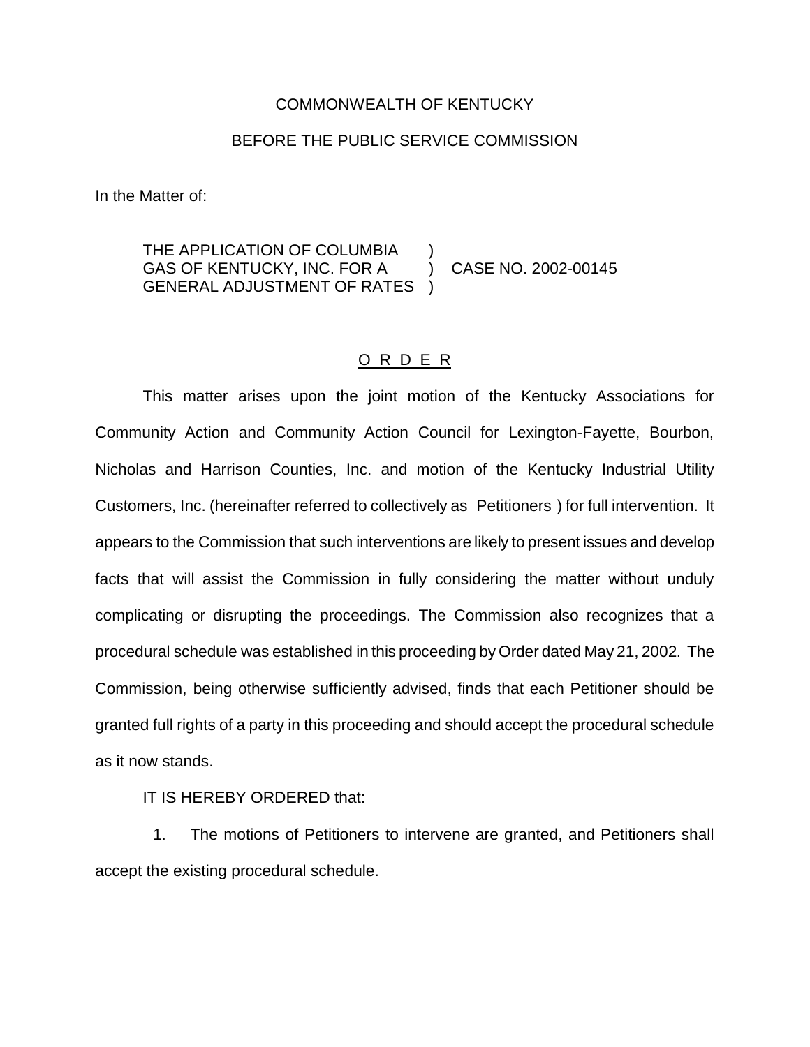COMMONWEALTH OF KENTUCKY

BEFORE THE PUBLIC SERVICE COMMISSION

In the Matter of:

THE APPLICATION OF COLUMBIA GAS OF KENTUCKY, INC. FOR A GENERAL ADJUSTMENT OF RATES ) CASE NO. 2002-00145

O R D E R

This matter arises upon the joint motion of the Kentucky Associations for Community Action and Community Action Council for Lexington-Fayette, Bourbon, Nicholas and Harrison Counties, Inc. and motion of the Kentucky Industrial Utility Customers, Inc. (hereinafter referred to collectively as Petitioners ) for full intervention. It appears to the Commission that such interventions are likely to present issues and develop facts that will assist the Commission in fully considering the matter without unduly complicating or disrupting the proceedings. The Commission also recognizes that a procedural schedule was established in this proceeding by Order dated May 21, 2002. The Commission, being otherwise sufficiently advised, finds that each Petitioner should be granted full rights of a party in this proceeding and should accept the procedural schedule as it now stands.

IT IS HEREBY ORDERED that:

1. The motions of Petitioners to intervene are granted, and Petitioners shall accept the existing procedural schedule.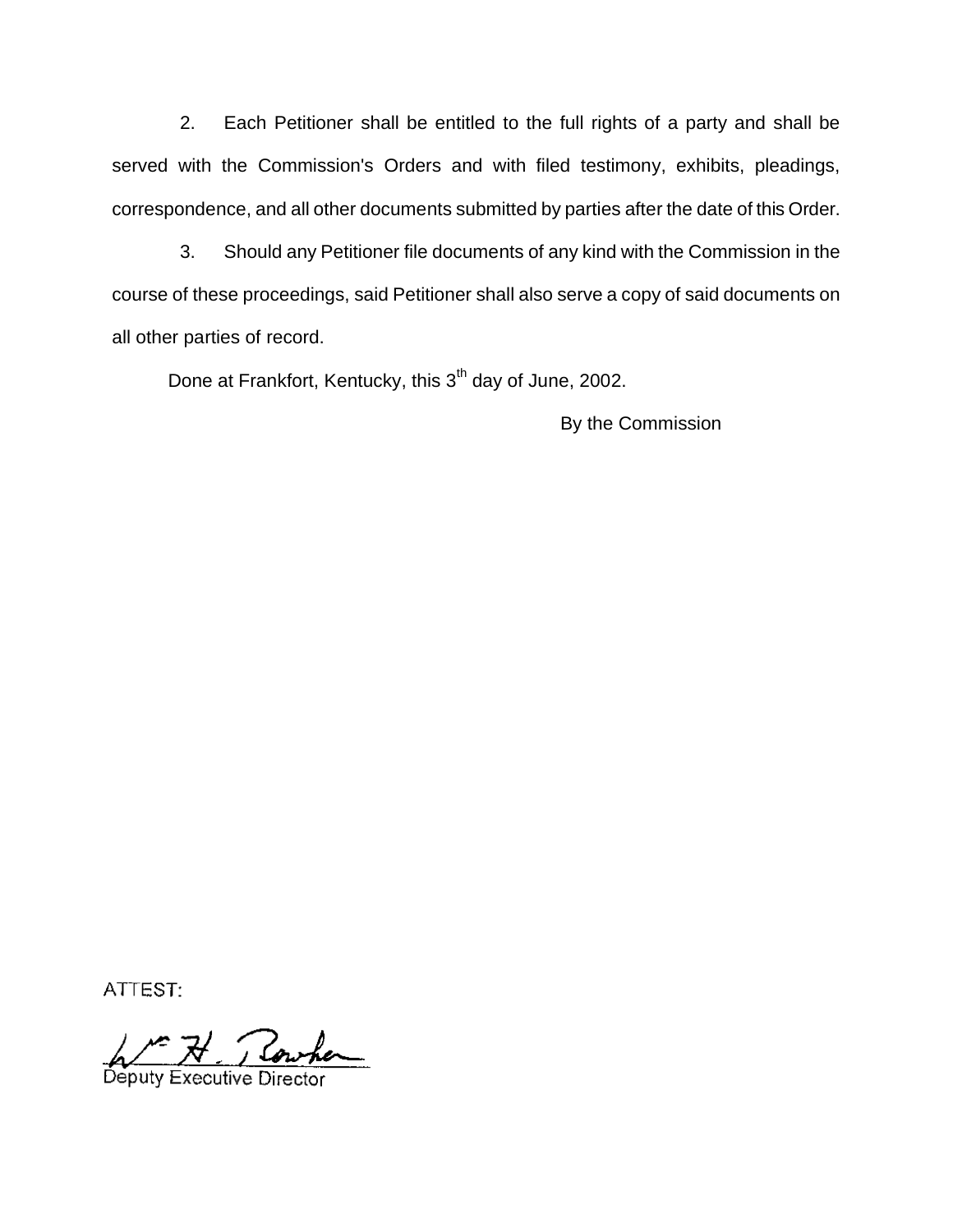2. Each Petitioner shall be entitled to the full rights of a party and shall be served with the Commission's Orders and with filed testimony, exhibits, pleadings, correspondence, and all other documents submitted by parties after the date of this Order.

3. Should any Petitioner file documents of any kind with the Commission in the course of these proceedings, said Petitioner shall also serve a copy of said documents on all other parties of record.

Done at Frankfort, Kentucky, this 3rd day of June, 2002.

By the Commission

ATTEST:

Deputy Executive Director